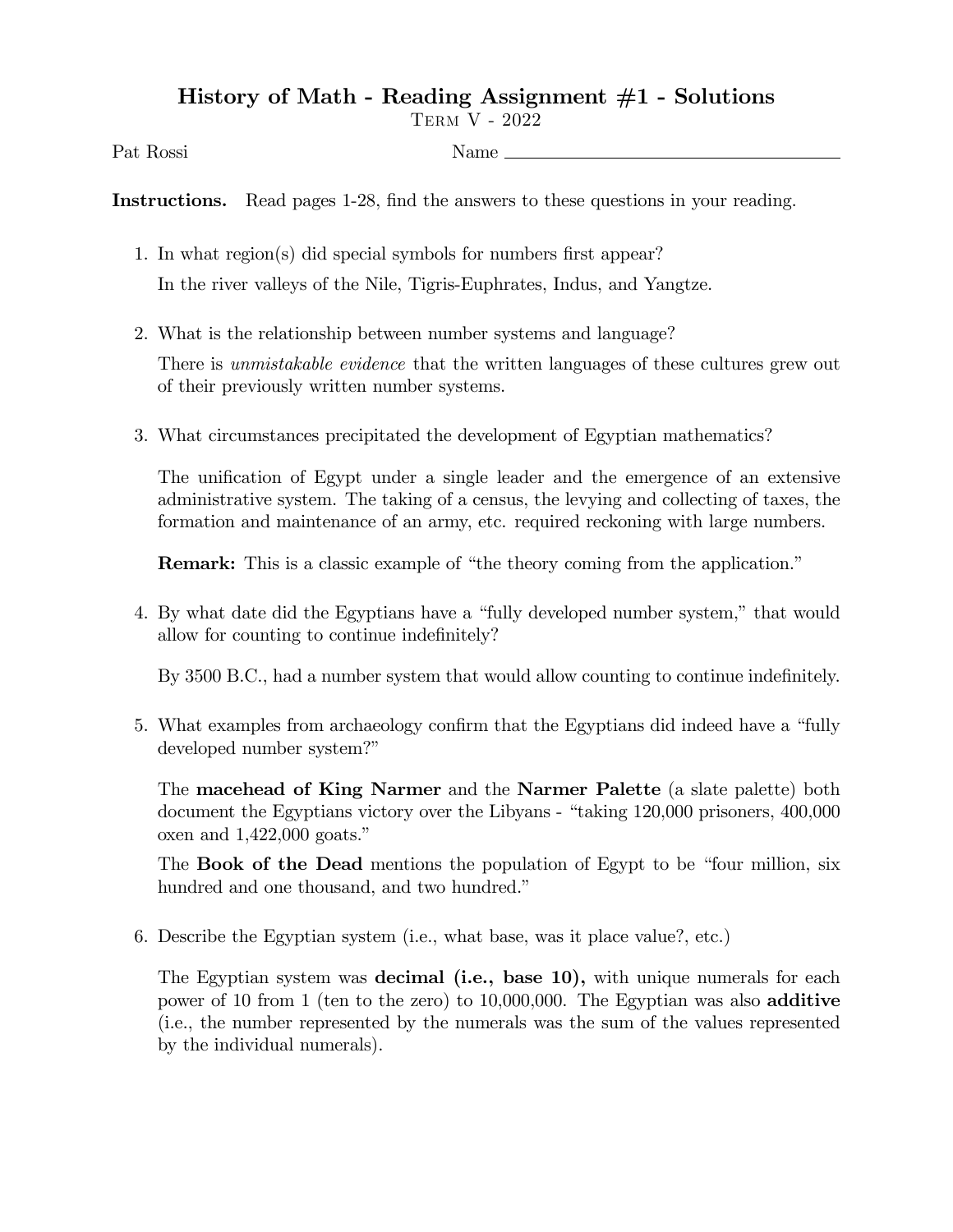# History of Math - Reading Assignment #1 - Solutions

Term V - 2022

Pat Rossi Name ______________________________

**Instructions.** Read pages 1-28, find the answers to these questions in your reading.

1. In what region(s) did special symbols for numbers first appear?

   In the river valleys of the Nile, Tigris-Euphrates, Indus, and Yangtze.

2. What is the relationship between number systems and language?

   There is *unmistakable evidence* that the written languages of these cultures grew out of their previously written number systems.

3. What circumstances precipitated the development of Egyptian mathematics?

   The unification of Egypt under a single leader and the emergence of an extensive administrative system. The taking of a census, the levying and collecting of taxes, the formation and maintenance of an army, etc. required reckoning with large numbers.

   **Remark:** This is a classic example of "the theory coming from the application."

4. By what date did the Egyptians have a "fully developed number system," that would allow for counting to continue indefinitely?

   By 3500 B.C., had a number system that would allow counting to continue indefinitely.

5. What examples from archaeology confirm that the Egyptians did indeed have a "fully developed number system?"

   The **macehead of King Narmer** and the **Narmer Palette** (a slate palette) both document the Egyptians victory over the Libyans - "taking 120,000 prisoners, 400,000 oxen and 1,422,000 goats."

   The **Book of the Dead** mentions the population of Egypt to be "four million, six hundred and one thousand, and two hundred."

6. Describe the Egyptian system (i.e., what base, was it place value?, etc.)

   The Egyptian system was **decimal (i.e., base 10),** with unique numerals for each power of 10 from 1 (ten to the zero) to 10,000,000. The Egyptian was also **additive** (i.e., the number represented by the numerals was the sum of the values represented by the individual numerals).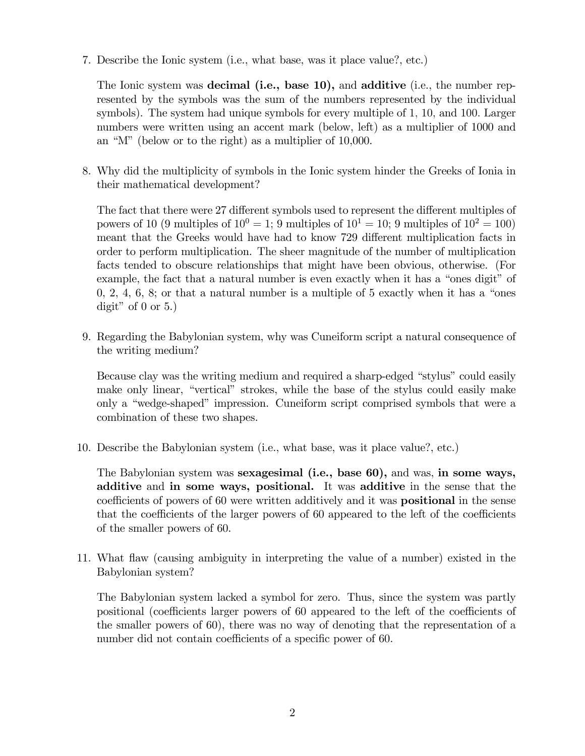7. Describe the Ionic system (i.e., what base, was it place value?, etc.)

   The Ionic system was **decimal (i.e., base 10),** and **additive** (i.e., the number represented by the symbols was the sum of the numbers represented by the individual symbols). The system had unique symbols for every multiple of 1, 10, and 100. Larger numbers were written using an accent mark (below, left) as a multiplier of 1000 and an "M" (below or to the right) as a multiplier of 10,000.

8. Why did the multiplicity of symbols in the Ionic system hinder the Greeks of Ionia in their mathematical development?

   The fact that there were 27 different symbols used to represent the different multiples of powers of 10 (9 multiples of $10^0 = 1$; 9 multiples of $10^1 = 10$; 9 multiples of $10^2 = 100$) meant that the Greeks would have had to know 729 different multiplication facts in order to perform multiplication. The sheer magnitude of the number of multiplication facts tended to obscure relationships that might have been obvious, otherwise. (For example, the fact that a natural number is even exactly when it has a "ones digit" of 0, 2, 4, 6, 8; or that a natural number is a multiple of 5 exactly when it has a "ones digit" of 0 or 5.)

9. Regarding the Babylonian system, why was Cuneiform script a natural consequence of the writing medium?

   Because clay was the writing medium and required a sharp-edged "stylus" could easily make only linear, "vertical" strokes, while the base of the stylus could easily make only a "wedge-shaped" impression. Cuneiform script comprised symbols that were a combination of these two shapes.

10. Describe the Babylonian system (i.e., what base, was it place value?, etc.)

    The Babylonian system was **sexagesimal (i.e., base 60),** and was, **in some ways, additive** and **in some ways, positional.** It was **additive** in the sense that the coefficients of powers of 60 were written additively and it was **positional** in the sense that the coefficients of the larger powers of 60 appeared to the left of the coefficients of the smaller powers of 60.

11. What flaw (causing ambiguity in interpreting the value of a number) existed in the Babylonian system?

    The Babylonian system lacked a symbol for zero. Thus, since the system was partly positional (coefficients larger powers of 60 appeared to the left of the coefficients of the smaller powers of 60), there was no way of denoting that the representation of a number did not contain coefficients of a specific power of 60.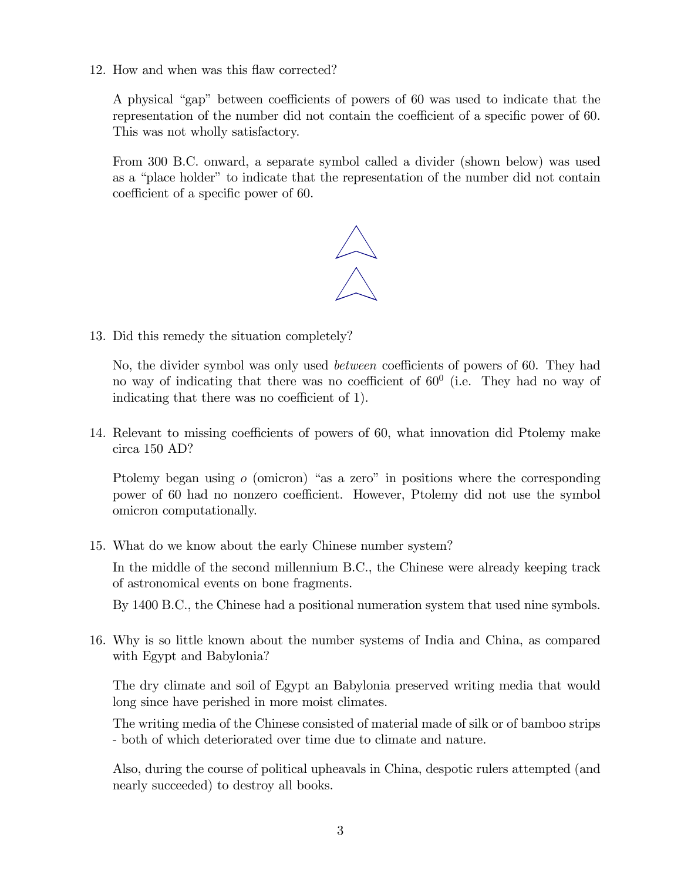12. How and when was this flaw corrected?

    A physical "gap" between coefficients of powers of 60 was used to indicate that the representation of the number did not contain the coefficient of a specific power of 60. This was not wholly satisfactory.

    From 300 B.C. onward, a separate symbol called a divider (shown below) was used as a "place holder" to indicate that the representation of the number did not contain coefficient of a specific power of 60.

13. Did this remedy the situation completely?

    No, the divider symbol was only used *between* coefficients of powers of 60. They had no way of indicating that there was no coefficient of $60^0$ (i.e. They had no way of indicating that there was no coefficient of 1).

14. Relevant to missing coefficients of powers of 60, what innovation did Ptolemy make circa 150 AD?

    Ptolemy began using $o$ (omicron) "as a zero" in positions where the corresponding power of 60 had no nonzero coefficient. However, Ptolemy did not use the symbol omicron computationally.

15. What do we know about the early Chinese number system?

    In the middle of the second millennium B.C., the Chinese were already keeping track of astronomical events on bone fragments.

    By 1400 B.C., the Chinese had a positional numeration system that used nine symbols.

16. Why is so little known about the number systems of India and China, as compared with Egypt and Babylonia?

    The dry climate and soil of Egypt an Babylonia preserved writing media that would long since have perished in more moist climates.

    The writing media of the Chinese consisted of material made of silk or of bamboo strips - both of which deteriorated over time due to climate and nature.

    Also, during the course of political upheavals in China, despotic rulers attempted (and nearly succeeded) to destroy all books.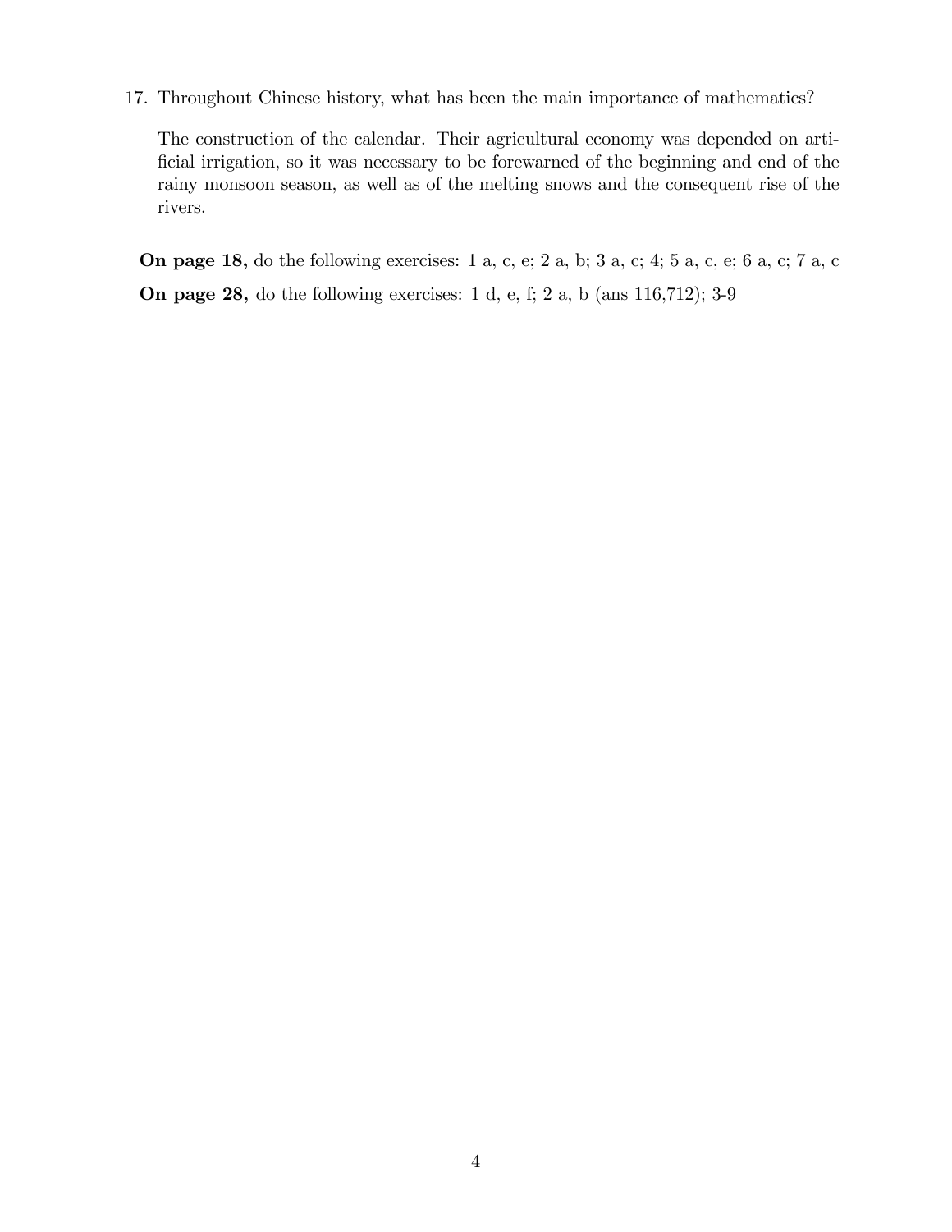17. Throughout Chinese history, what has been the main importance of mathematics?

    The construction of the calendar. Their agricultural economy was depended on artificial irrigation, so it was necessary to be forewarned of the beginning and end of the rainy monsoon season, as well as of the melting snows and the consequent rise of the rivers.

**On page 18,** do the following exercises: 1 a, c, e; 2 a, b; 3 a, c; 4; 5 a, c, e; 6 a, c; 7 a, c

**On page 28,** do the following exercises: 1 d, e, f; 2 a, b (ans 116,712); 3-9